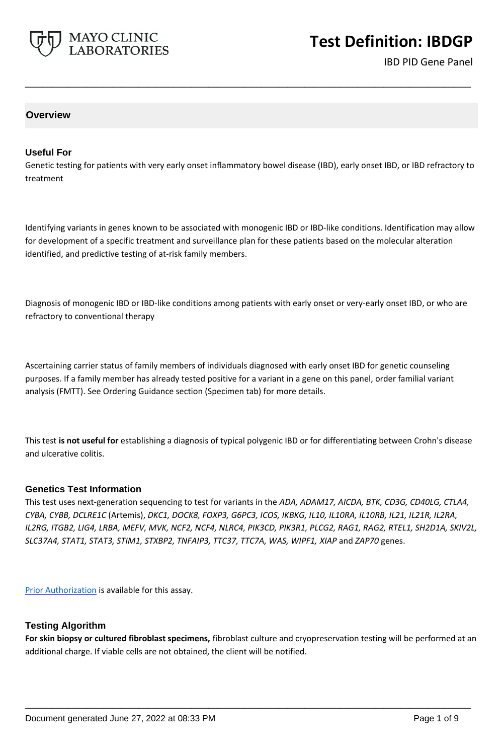# Test Definition: IBDGP

IBD PID Gene Panel

## Overview

### Useful For

Genetic testing for patients with very early onset inflammatory bowel disease (IBD), early onset IBD, or IBD refractory to treatment

Identifying variants in genes known to be associated with monogenic IBD or IBD-like conditions. Identification may allow for development of a specific treatment and surveillance plan for these patients based on the molecular alteration identified, and predictive testing of at-risk family members.

Diagnosis of monogenic IBD or IBD-like conditions among patients with early onset or very-early onset IBD, or who are refractory to conventional therapy

Ascertaining carrier status of family members of individuals diagnosed with early onset IBD for genetic counseling purposes. If a family member has already tested positive for a variant in a gene on this panel, order familial variant analysis (FMTT). See Ordering Guidance section (Specimen tab) for more details.

This test **is not useful for** establishing a diagnosis of typical polygenic IBD or for differentiating between Crohn's disease and ulcerative colitis.

### Genetics Test Information

This test uses next-generation sequencing to test for variants in the *ADA, ADAM17, AICDA, BTK, CD3G, CD40LG, CTLA4, CYBA, CYBB, DCLRE1C* (Artemis), *DKC1, DOCK8, FOXP3, G6PC3, ICOS, IKBKG, IL10, IL10RA, IL10RB, IL21, IL21R, IL2RA, IL2RG, ITGB2, LIG4, LRBA, MEFV, MVK, NCF2, NCF4, NLRC4, PIK3CD, PIK3R1, PLCG2, RAG1, RAG2, RTEL1, SH2D1A, SKIV2L, SLC37A4, STAT1, STAT3, STIM1, STXBP2, TNFAIP3, TTC37, TTC7A, WAS, WIPF1, XIAP* and *ZAP70* genes.

Prior Authorization is available for this assay.

### Testing Algorithm

**For skin biopsy or cultured fibroblast specimens,** fibroblast culture and cryopreservation testing will be performed at an additional charge. If viable cells are not obtained, the client will be notified.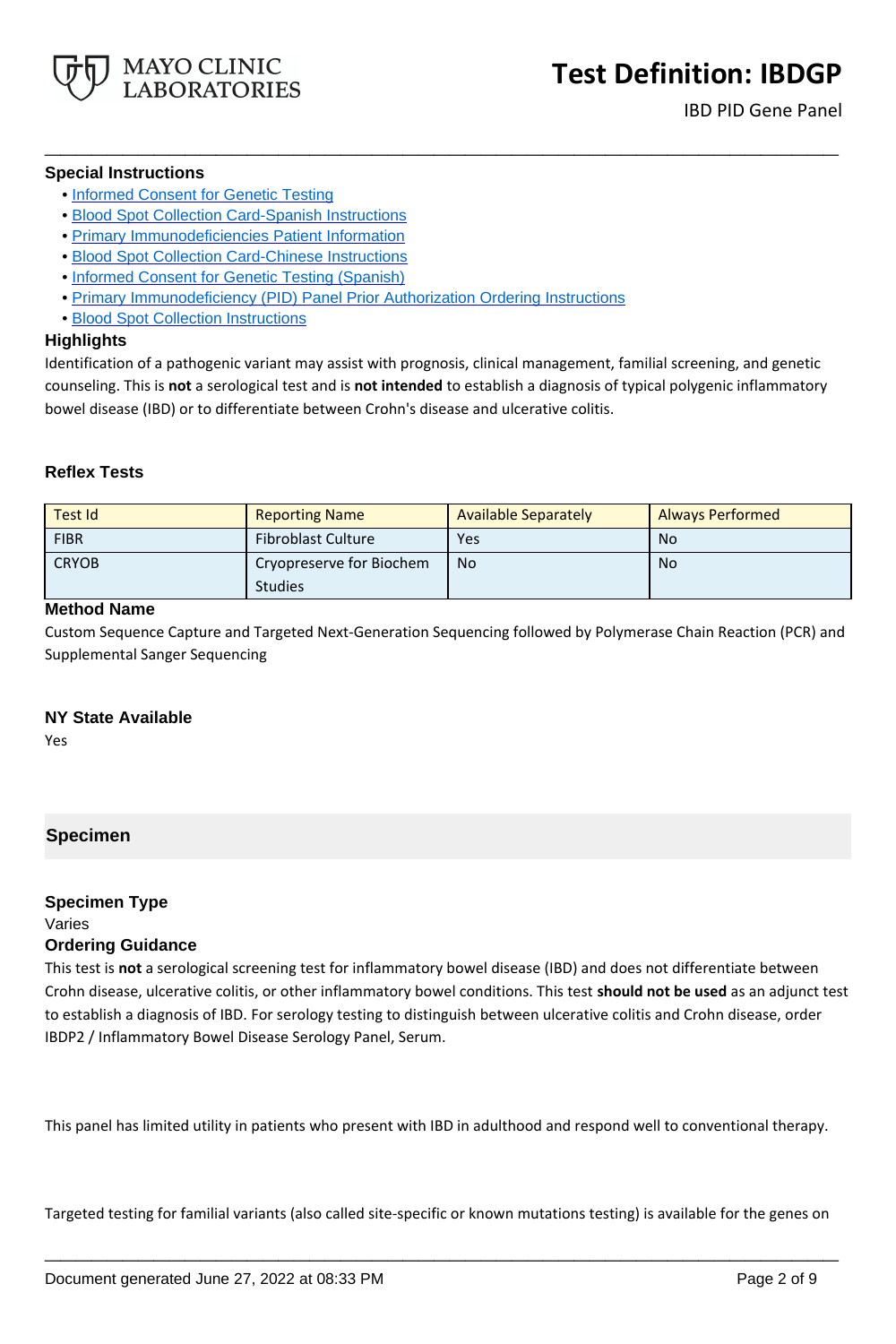### Special Instructions

- [Informed Consent for Genetic Testing]
- [Blood Spot Collection Card-Spanish Instructions]
- [Primary Immunodeficiencies Patient Information]
- [Blood Spot Collection Card-Chinese Instructions]
- [Informed Consent for Genetic Testing (Spanish)]
- [Primary Immunodeficiency (PID) Panel Prior Authorization Ordering Instructions]
- [Blood Spot Collection Instructions]

### Highlights

Identification of a pathogenic variant may assist with prognosis, clinical management, familial screening, and genetic counseling. This is **not** a serological test and is **not intended** to establish a diagnosis of typical polygenic inflammatory bowel disease (IBD) or to differentiate between Crohn's disease and ulcerative colitis.

### Reflex Tests

| Test Id | Reporting Name | Available Separately | Always Performed |
|---|---|---|---|
| FIBR | Fibroblast Culture | Yes | No |
| CRYOB | Cryopreserve for Biochem Studies | No | No |

### Method Name

Custom Sequence Capture and Targeted Next-Generation Sequencing followed by Polymerase Chain Reaction (PCR) and Supplemental Sanger Sequencing

### NY State Available

Yes

## Specimen

### Specimen Type

Varies

### Ordering Guidance

This test is **not** a serological screening test for inflammatory bowel disease (IBD) and does not differentiate between Crohn disease, ulcerative colitis, or other inflammatory bowel conditions. This test **should not be used** as an adjunct test to establish a diagnosis of IBD. For serology testing to distinguish between ulcerative colitis and Crohn disease, order IBDP2 / Inflammatory Bowel Disease Serology Panel, Serum.

This panel has limited utility in patients who present with IBD in adulthood and respond well to conventional therapy.

Targeted testing for familial variants (also called site-specific or known mutations testing) is available for the genes on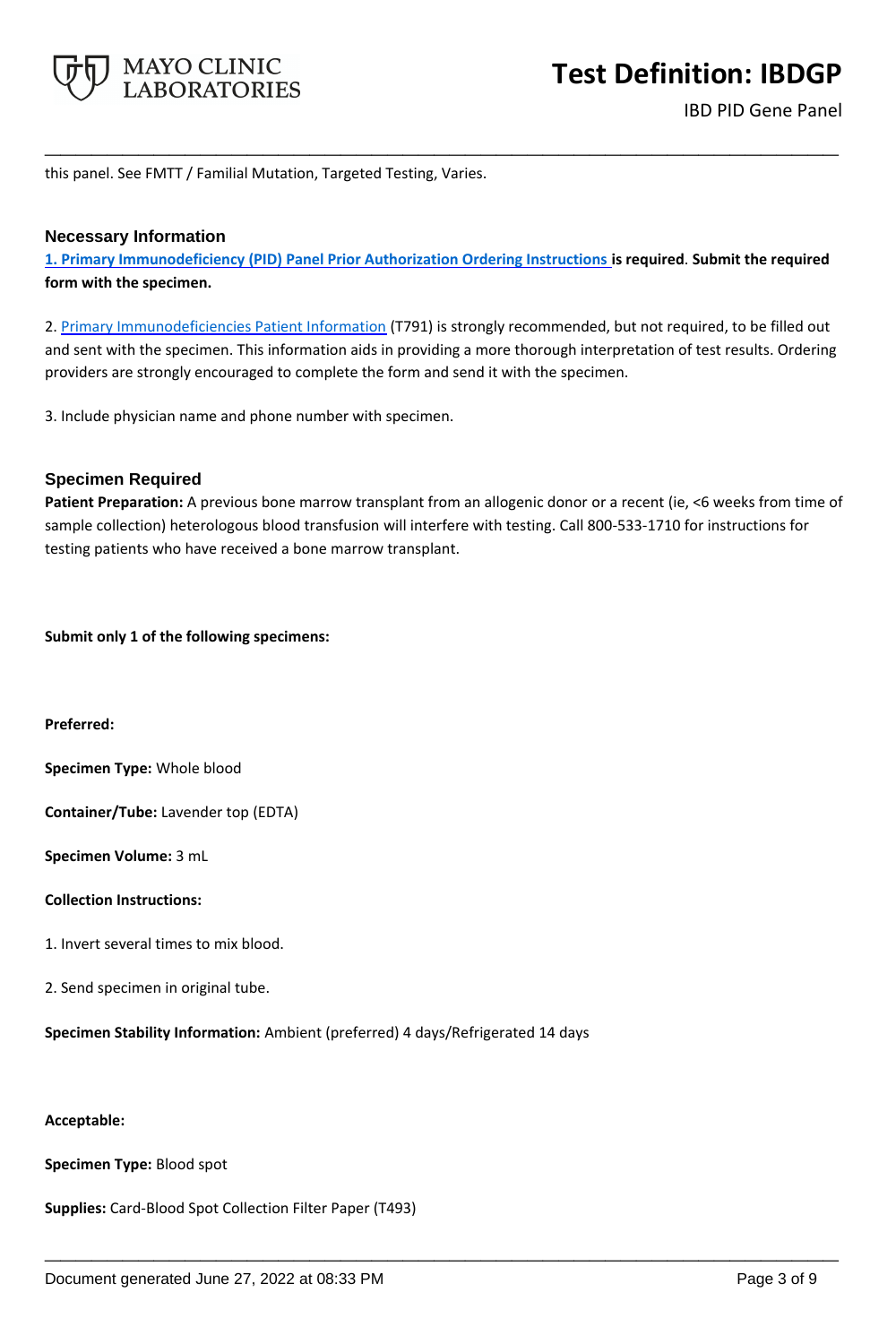this panel. See FMTT / Familial Mutation, Targeted Testing, Varies.

## Necessary Information

**1. Primary Immunodeficiency (PID) Panel Prior Authorization Ordering Instructions is required. Submit the required form with the specimen.**

2. Primary Immunodeficiencies Patient Information (T791) is strongly recommended, but not required, to be filled out and sent with the specimen. This information aids in providing a more thorough interpretation of test results. Ordering providers are strongly encouraged to complete the form and send it with the specimen.

3. Include physician name and phone number with specimen.

## Specimen Required

**Patient Preparation:** A previous bone marrow transplant from an allogenic donor or a recent (ie, <6 weeks from time of sample collection) heterologous blood transfusion will interfere with testing. Call 800-533-1710 for instructions for testing patients who have received a bone marrow transplant.

**Submit only 1 of the following specimens:**

**Preferred:**

**Specimen Type:** Whole blood

**Container/Tube:** Lavender top (EDTA)

**Specimen Volume:** 3 mL

**Collection Instructions:**

1. Invert several times to mix blood.

2. Send specimen in original tube.

**Specimen Stability Information:** Ambient (preferred) 4 days/Refrigerated 14 days

**Acceptable:**

**Specimen Type:** Blood spot

**Supplies:** Card-Blood Spot Collection Filter Paper (T493)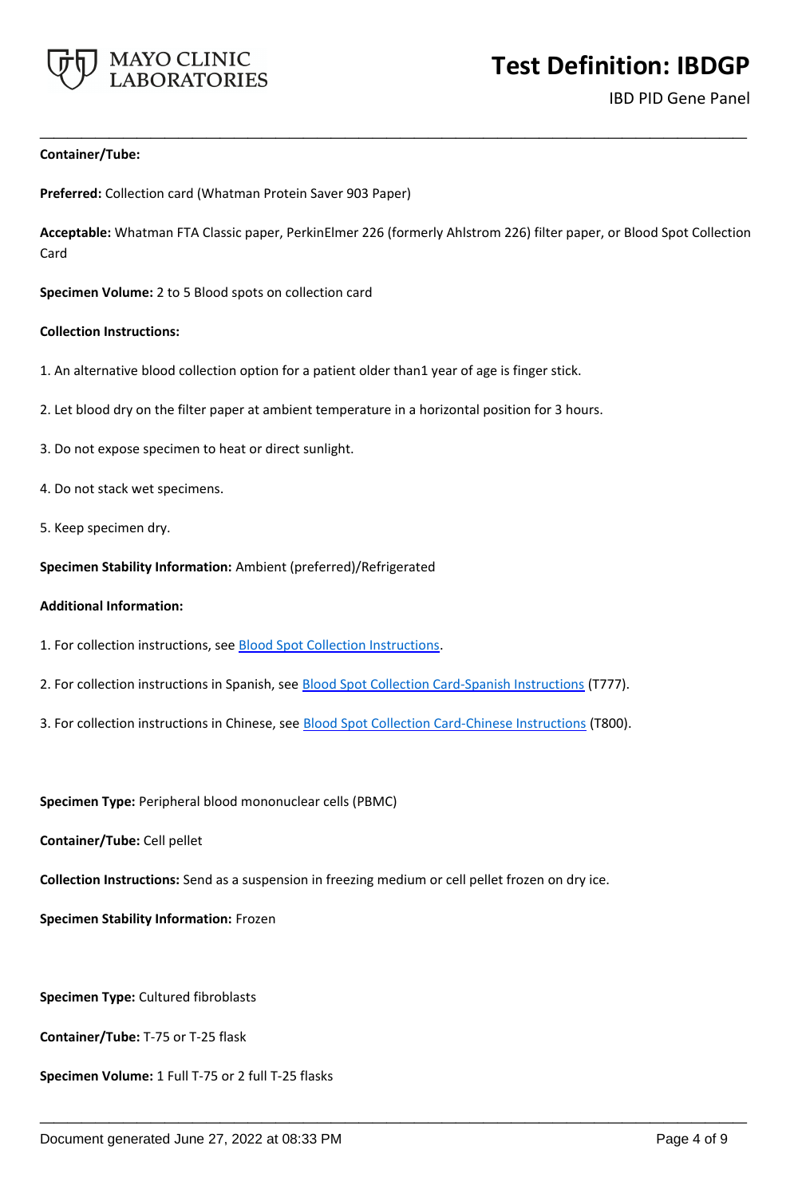**Container/Tube:**

**Preferred:** Collection card (Whatman Protein Saver 903 Paper)

**Acceptable:** Whatman FTA Classic paper, PerkinElmer 226 (formerly Ahlstrom 226) filter paper, or Blood Spot Collection Card

**Specimen Volume:** 2 to 5 Blood spots on collection card

**Collection Instructions:**

1. An alternative blood collection option for a patient older than1 year of age is finger stick.

2. Let blood dry on the filter paper at ambient temperature in a horizontal position for 3 hours.

3. Do not expose specimen to heat or direct sunlight.

4. Do not stack wet specimens.

5. Keep specimen dry.

**Specimen Stability Information:** Ambient (preferred)/Refrigerated

**Additional Information:**

1. For collection instructions, see Blood Spot Collection Instructions.

2. For collection instructions in Spanish, see Blood Spot Collection Card-Spanish Instructions (T777).

3. For collection instructions in Chinese, see Blood Spot Collection Card-Chinese Instructions (T800).

**Specimen Type:** Peripheral blood mononuclear cells (PBMC)

**Container/Tube:** Cell pellet

**Collection Instructions:** Send as a suspension in freezing medium or cell pellet frozen on dry ice.

**Specimen Stability Information:** Frozen

**Specimen Type:** Cultured fibroblasts

**Container/Tube:** T-75 or T-25 flask

**Specimen Volume:** 1 Full T-75 or 2 full T-25 flasks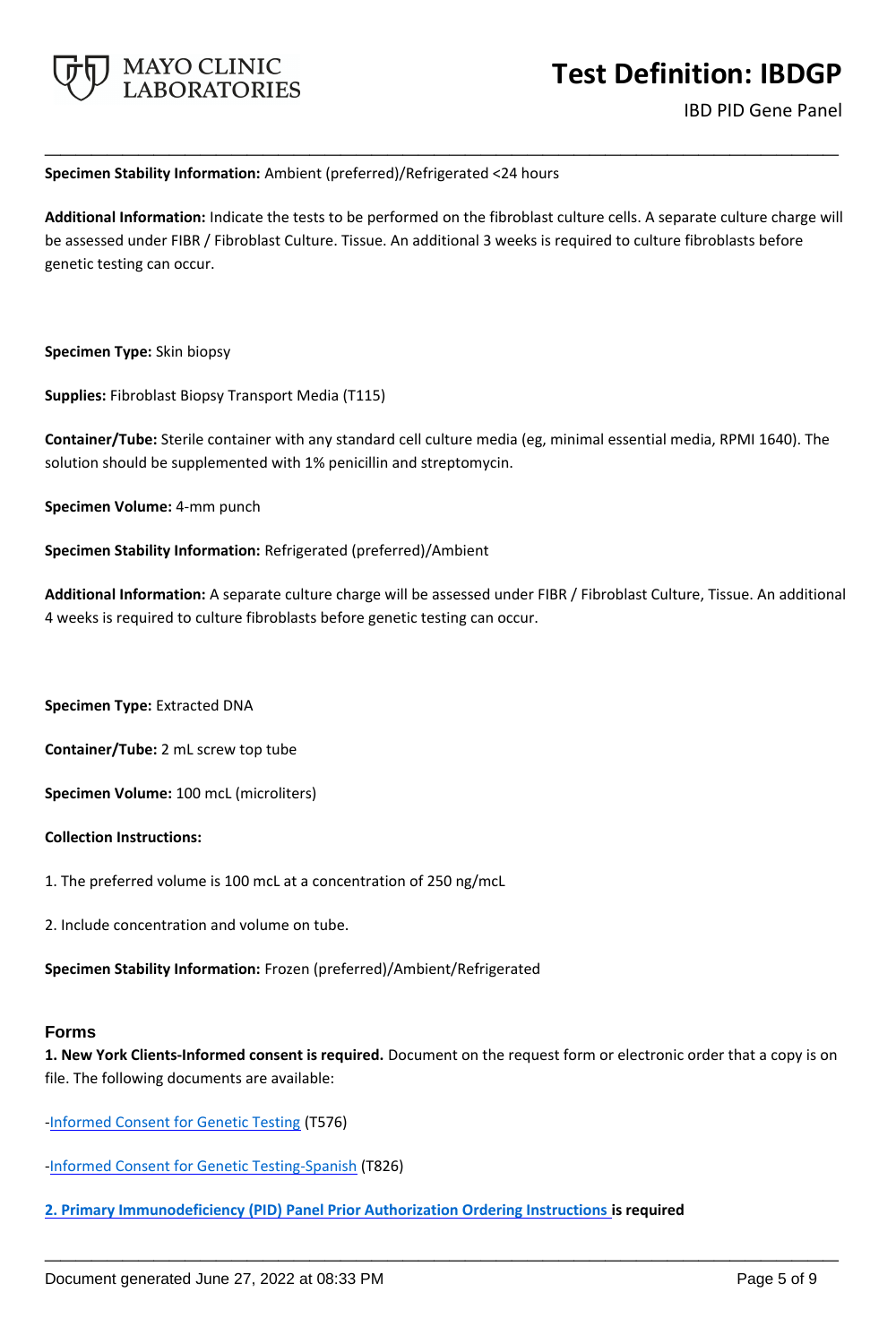**Specimen Stability Information:** Ambient (preferred)/Refrigerated <24 hours

**Additional Information:** Indicate the tests to be performed on the fibroblast culture cells. A separate culture charge will be assessed under FIBR / Fibroblast Culture. Tissue. An additional 3 weeks is required to culture fibroblasts before genetic testing can occur.

**Specimen Type:** Skin biopsy

**Supplies:** Fibroblast Biopsy Transport Media (T115)

**Container/Tube:** Sterile container with any standard cell culture media (eg, minimal essential media, RPMI 1640). The solution should be supplemented with 1% penicillin and streptomycin.

**Specimen Volume:** 4-mm punch

**Specimen Stability Information:** Refrigerated (preferred)/Ambient

**Additional Information:** A separate culture charge will be assessed under FIBR / Fibroblast Culture, Tissue. An additional 4 weeks is required to culture fibroblasts before genetic testing can occur.

**Specimen Type:** Extracted DNA

**Container/Tube:** 2 mL screw top tube

**Specimen Volume:** 100 mcL (microliters)

**Collection Instructions:**

1. The preferred volume is 100 mcL at a concentration of 250 ng/mcL

2. Include concentration and volume on tube.

**Specimen Stability Information:** Frozen (preferred)/Ambient/Refrigerated

## Forms

**1. New York Clients-Informed consent is required.** Document on the request form or electronic order that a copy is on file. The following documents are available:

-Informed Consent for Genetic Testing (T576)

-Informed Consent for Genetic Testing-Spanish (T826)

**2. Primary Immunodeficiency (PID) Panel Prior Authorization Ordering Instructions is required**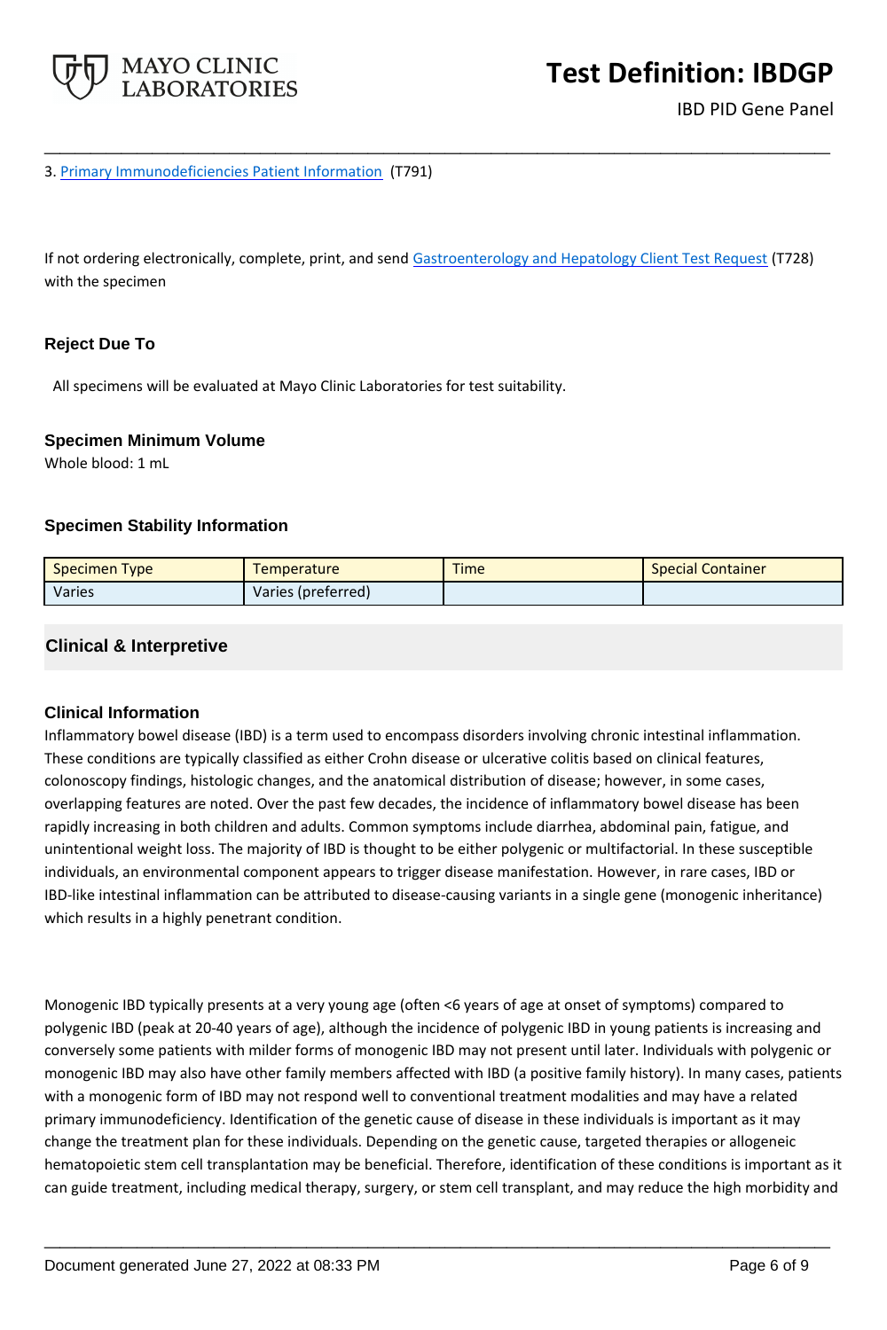3. Primary Immunodeficiencies Patient Information (T791)

If not ordering electronically, complete, print, and send Gastroenterology and Hepatology Client Test Request (T728) with the specimen

### Reject Due To

All specimens will be evaluated at Mayo Clinic Laboratories for test suitability.

### Specimen Minimum Volume

Whole blood: 1 mL

### Specimen Stability Information

| Specimen Type | Temperature | Time | Special Container |
|---|---|---|---|
| Varies | Varies (preferred) | | |

## Clinical & Interpretive

### Clinical Information

Inflammatory bowel disease (IBD) is a term used to encompass disorders involving chronic intestinal inflammation. These conditions are typically classified as either Crohn disease or ulcerative colitis based on clinical features, colonoscopy findings, histologic changes, and the anatomical distribution of disease; however, in some cases, overlapping features are noted. Over the past few decades, the incidence of inflammatory bowel disease has been rapidly increasing in both children and adults. Common symptoms include diarrhea, abdominal pain, fatigue, and unintentional weight loss. The majority of IBD is thought to be either polygenic or multifactorial. In these susceptible individuals, an environmental component appears to trigger disease manifestation. However, in rare cases, IBD or IBD-like intestinal inflammation can be attributed to disease-causing variants in a single gene (monogenic inheritance) which results in a highly penetrant condition.

Monogenic IBD typically presents at a very young age (often <6 years of age at onset of symptoms) compared to polygenic IBD (peak at 20-40 years of age), although the incidence of polygenic IBD in young patients is increasing and conversely some patients with milder forms of monogenic IBD may not present until later. Individuals with polygenic or monogenic IBD may also have other family members affected with IBD (a positive family history). In many cases, patients with a monogenic form of IBD may not respond well to conventional treatment modalities and may have a related primary immunodeficiency. Identification of the genetic cause of disease in these individuals is important as it may change the treatment plan for these individuals. Depending on the genetic cause, targeted therapies or allogeneic hematopoietic stem cell transplantation may be beneficial. Therefore, identification of these conditions is important as it can guide treatment, including medical therapy, surgery, or stem cell transplant, and may reduce the high morbidity and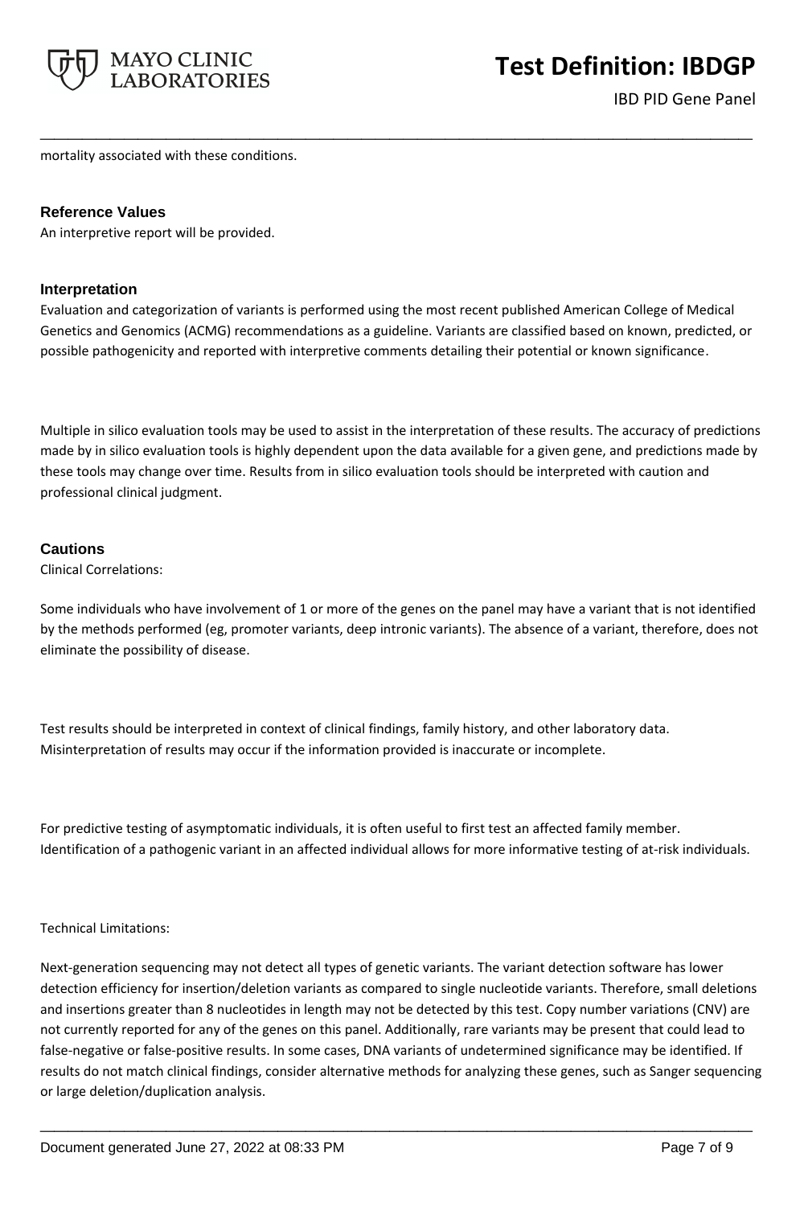mortality associated with these conditions.

### Reference Values

An interpretive report will be provided.

### Interpretation

Evaluation and categorization of variants is performed using the most recent published American College of Medical Genetics and Genomics (ACMG) recommendations as a guideline. Variants are classified based on known, predicted, or possible pathogenicity and reported with interpretive comments detailing their potential or known significance.

Multiple in silico evaluation tools may be used to assist in the interpretation of these results. The accuracy of predictions made by in silico evaluation tools is highly dependent upon the data available for a given gene, and predictions made by these tools may change over time. Results from in silico evaluation tools should be interpreted with caution and professional clinical judgment.

### Cautions

Clinical Correlations:

Some individuals who have involvement of 1 or more of the genes on the panel may have a variant that is not identified by the methods performed (eg, promoter variants, deep intronic variants). The absence of a variant, therefore, does not eliminate the possibility of disease.

Test results should be interpreted in context of clinical findings, family history, and other laboratory data. Misinterpretation of results may occur if the information provided is inaccurate or incomplete.

For predictive testing of asymptomatic individuals, it is often useful to first test an affected family member. Identification of a pathogenic variant in an affected individual allows for more informative testing of at-risk individuals.

Technical Limitations:

Next-generation sequencing may not detect all types of genetic variants. The variant detection software has lower detection efficiency for insertion/deletion variants as compared to single nucleotide variants. Therefore, small deletions and insertions greater than 8 nucleotides in length may not be detected by this test. Copy number variations (CNV) are not currently reported for any of the genes on this panel. Additionally, rare variants may be present that could lead to false-negative or false-positive results. In some cases, DNA variants of undetermined significance may be identified. If results do not match clinical findings, consider alternative methods for analyzing these genes, such as Sanger sequencing or large deletion/duplication analysis.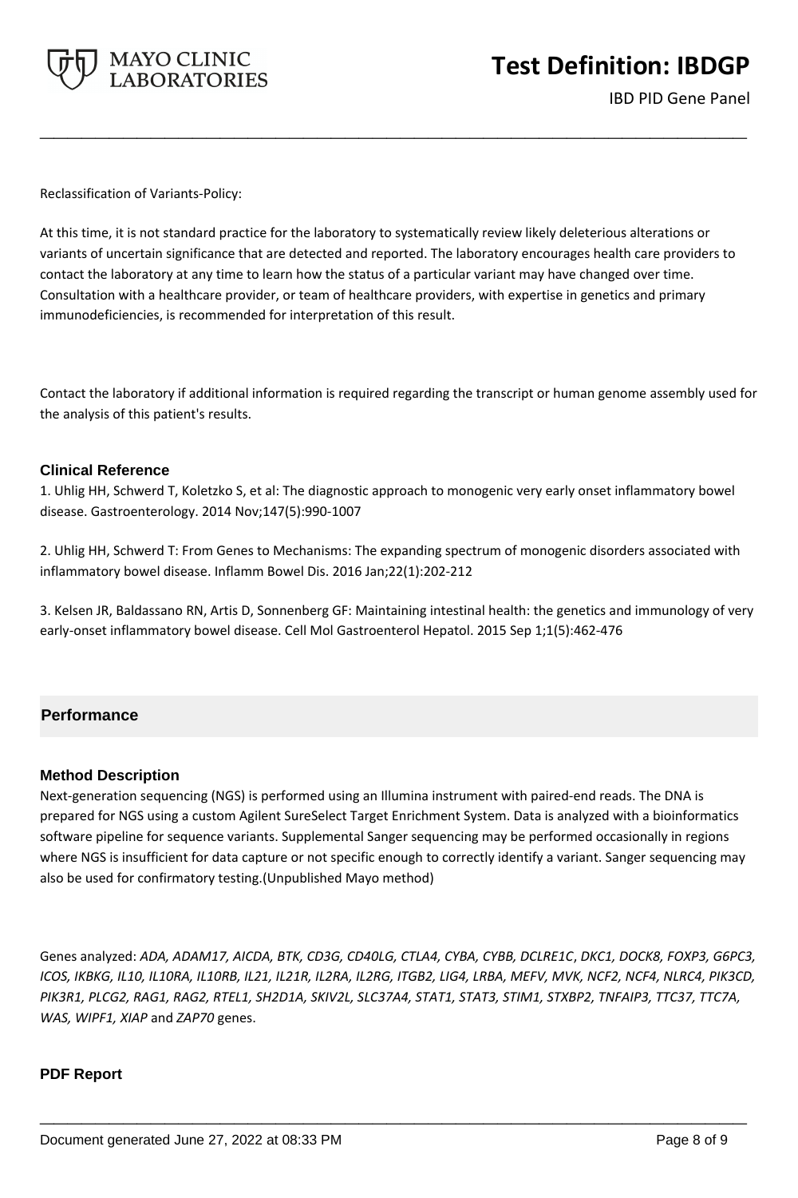Reclassification of Variants-Policy:

At this time, it is not standard practice for the laboratory to systematically review likely deleterious alterations or variants of uncertain significance that are detected and reported. The laboratory encourages health care providers to contact the laboratory at any time to learn how the status of a particular variant may have changed over time. Consultation with a healthcare provider, or team of healthcare providers, with expertise in genetics and primary immunodeficiencies, is recommended for interpretation of this result.

Contact the laboratory if additional information is required regarding the transcript or human genome assembly used for the analysis of this patient's results.

### Clinical Reference

1. Uhlig HH, Schwerd T, Koletzko S, et al: The diagnostic approach to monogenic very early onset inflammatory bowel disease. Gastroenterology. 2014 Nov;147(5):990-1007

2. Uhlig HH, Schwerd T: From Genes to Mechanisms: The expanding spectrum of monogenic disorders associated with inflammatory bowel disease. Inflamm Bowel Dis. 2016 Jan;22(1):202-212

3. Kelsen JR, Baldassano RN, Artis D, Sonnenberg GF: Maintaining intestinal health: the genetics and immunology of very early-onset inflammatory bowel disease. Cell Mol Gastroenterol Hepatol. 2015 Sep 1;1(5):462-476

## Performance

### Method Description

Next-generation sequencing (NGS) is performed using an Illumina instrument with paired-end reads. The DNA is prepared for NGS using a custom Agilent SureSelect Target Enrichment System. Data is analyzed with a bioinformatics software pipeline for sequence variants. Supplemental Sanger sequencing may be performed occasionally in regions where NGS is insufficient for data capture or not specific enough to correctly identify a variant. Sanger sequencing may also be used for confirmatory testing.(Unpublished Mayo method)

Genes analyzed: *ADA, ADAM17, AICDA, BTK, CD3G, CD40LG, CTLA4, CYBA, CYBB, DCLRE1C*, *DKC1, DOCK8, FOXP3, G6PC3, ICOS, IKBKG, IL10, IL10RA, IL10RB, IL21, IL21R, IL2RA, IL2RG, ITGB2, LIG4, LRBA, MEFV, MVK, NCF2, NCF4, NLRC4, PIK3CD, PIK3R1, PLCG2, RAG1, RAG2, RTEL1, SH2D1A, SKIV2L, SLC37A4, STAT1, STAT3, STIM1, STXBP2, TNFAIP3, TTC37, TTC7A, WAS, WIPF1, XIAP* and *ZAP70* genes.

### PDF Report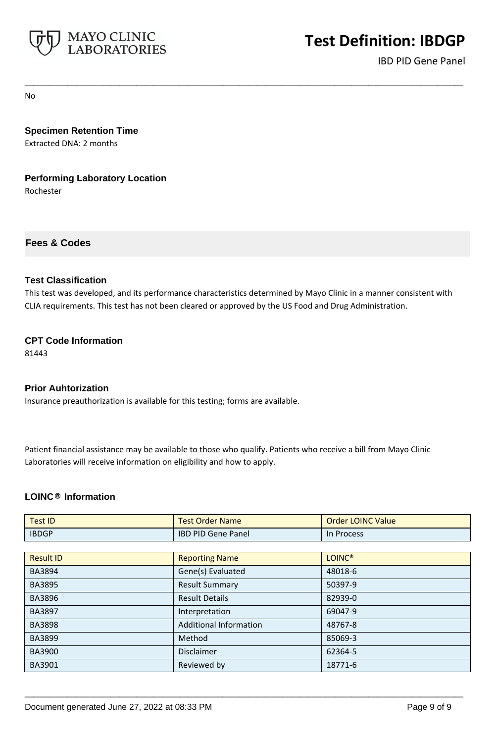No

### Specimen Retention Time

Extracted DNA: 2 months

### Performing Laboratory Location

Rochester

## Fees & Codes

### Test Classification

This test was developed, and its performance characteristics determined by Mayo Clinic in a manner consistent with CLIA requirements. This test has not been cleared or approved by the US Food and Drug Administration.

### CPT Code Information

81443

### Prior Auhtorization

Insurance preauthorization is available for this testing; forms are available.

Patient financial assistance may be available to those who qualify. Patients who receive a bill from Mayo Clinic Laboratories will receive information on eligibility and how to apply.

### LOINC® Information

| Test ID | Test Order Name | Order LOINC Value |
|---|---|---|
| IBDGP | IBD PID Gene Panel | In Process |

| Result ID | Reporting Name | LOINC® |
|---|---|---|
| BA3894 | Gene(s) Evaluated | 48018-6 |
| BA3895 | Result Summary | 50397-9 |
| BA3896 | Result Details | 82939-0 |
| BA3897 | Interpretation | 69047-9 |
| BA3898 | Additional Information | 48767-8 |
| BA3899 | Method | 85069-3 |
| BA3900 | Disclaimer | 62364-5 |
| BA3901 | Reviewed by | 18771-6 |